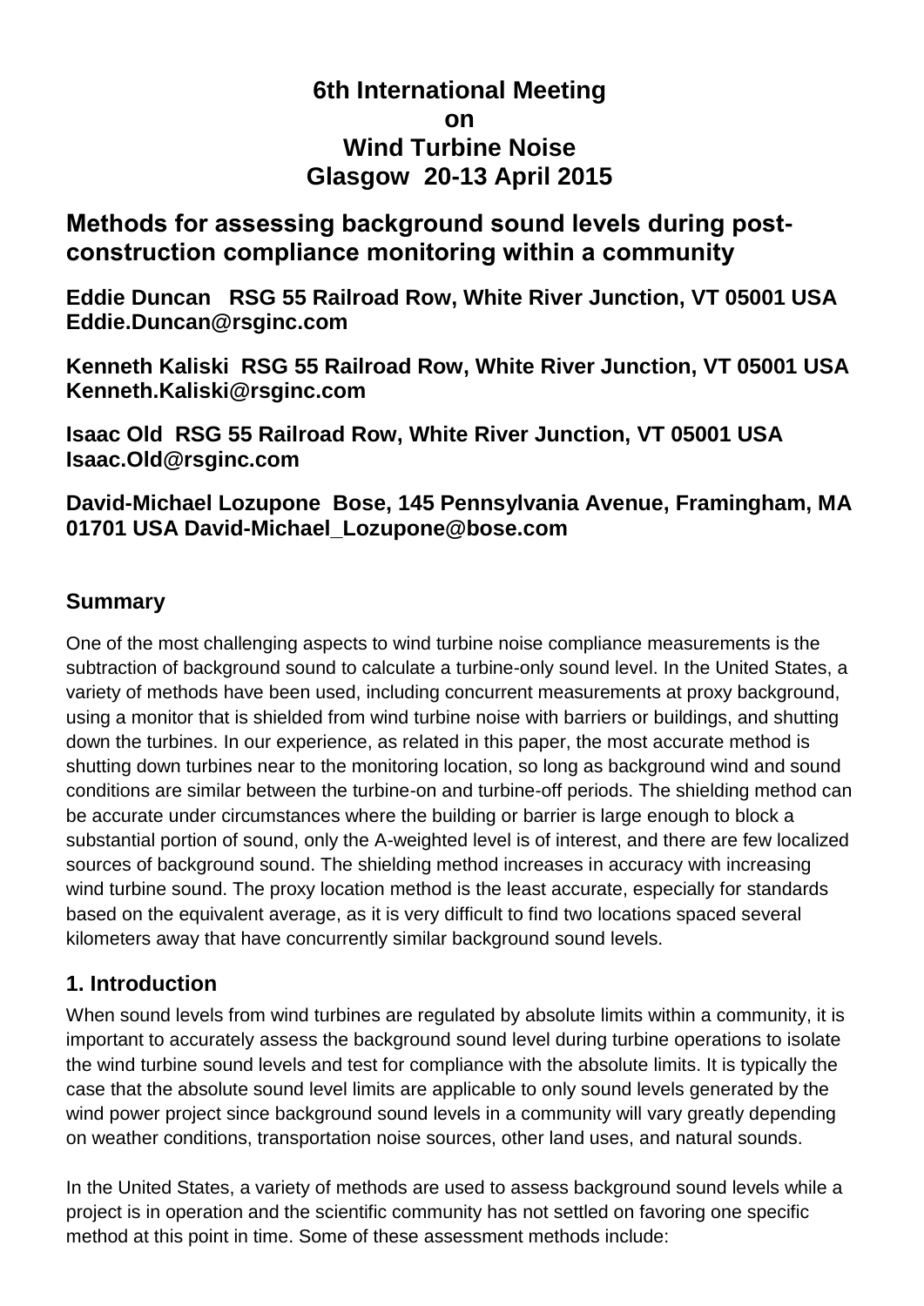# 6th International Meeting on Wind Turbine Noise Glasgow 20-13 April 2015

## Methods for assessing background sound levels during post-construction compliance monitoring within a community

**Eddie Duncan RSG 55 Railroad Row, White River Junction, VT 05001 USA Eddie.Duncan@rsginc.com**

**Kenneth Kaliski RSG 55 Railroad Row, White River Junction, VT 05001 USA Kenneth.Kaliski@rsginc.com**

**Isaac Old RSG 55 Railroad Row, White River Junction, VT 05001 USA Isaac.Old@rsginc.com**

**David-Michael Lozupone Bose, 145 Pennsylvania Avenue, Framingham, MA 01701 USA David-Michael_Lozupone@bose.com**

### Summary

One of the most challenging aspects to wind turbine noise compliance measurements is the subtraction of background sound to calculate a turbine-only sound level. In the United States, a variety of methods have been used, including concurrent measurements at proxy background, using a monitor that is shielded from wind turbine noise with barriers or buildings, and shutting down the turbines. In our experience, as related in this paper, the most accurate method is shutting down turbines near to the monitoring location, so long as background wind and sound conditions are similar between the turbine-on and turbine-off periods. The shielding method can be accurate under circumstances where the building or barrier is large enough to block a substantial portion of sound, only the A-weighted level is of interest, and there are few localized sources of background sound. The shielding method increases in accuracy with increasing wind turbine sound. The proxy location method is the least accurate, especially for standards based on the equivalent average, as it is very difficult to find two locations spaced several kilometers away that have concurrently similar background sound levels.

### 1. Introduction

When sound levels from wind turbines are regulated by absolute limits within a community, it is important to accurately assess the background sound level during turbine operations to isolate the wind turbine sound levels and test for compliance with the absolute limits. It is typically the case that the absolute sound level limits are applicable to only sound levels generated by the wind power project since background sound levels in a community will vary greatly depending on weather conditions, transportation noise sources, other land uses, and natural sounds.

In the United States, a variety of methods are used to assess background sound levels while a project is in operation and the scientific community has not settled on favoring one specific method at this point in time. Some of these assessment methods include: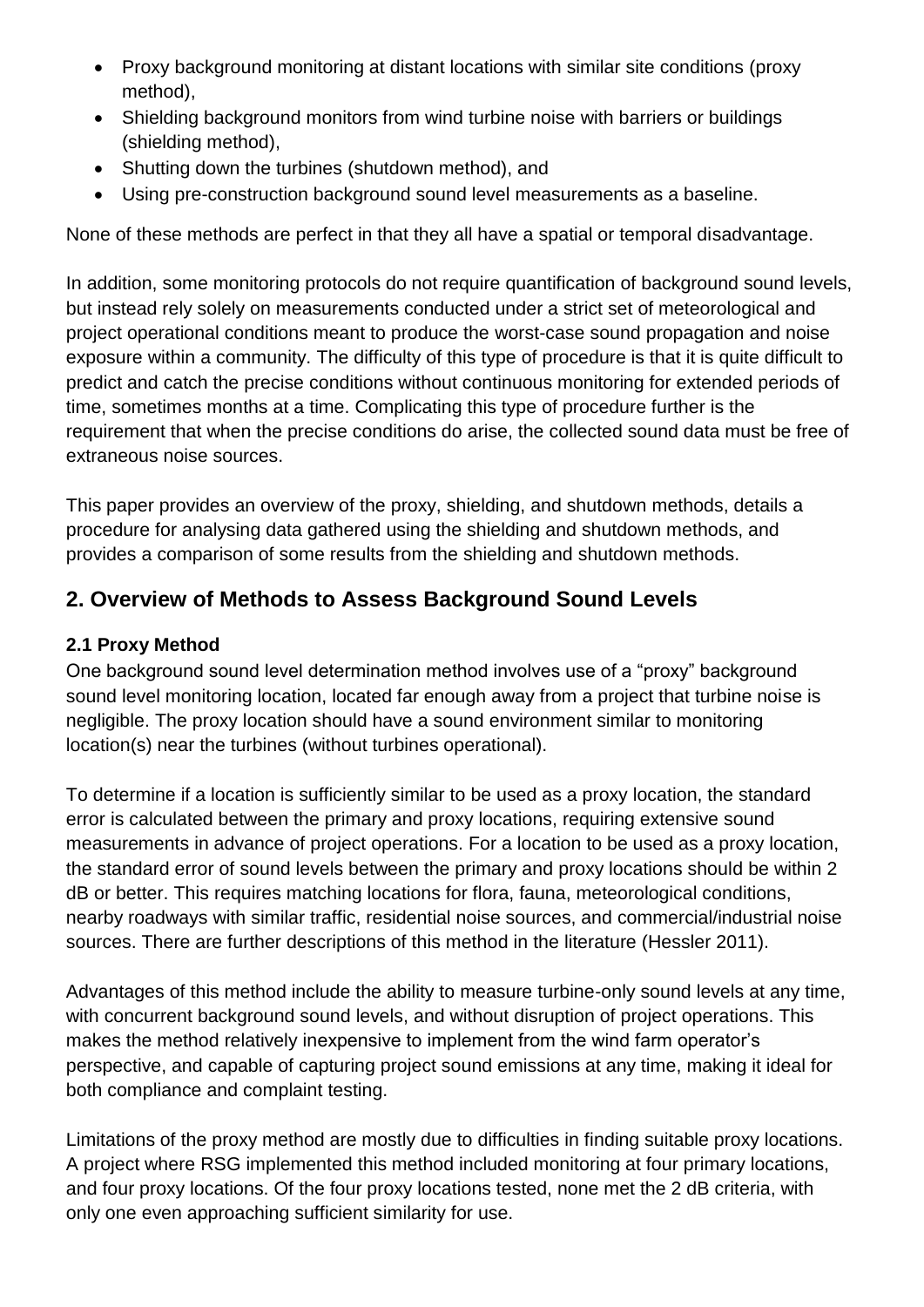- Proxy background monitoring at distant locations with similar site conditions (proxy method),
- Shielding background monitors from wind turbine noise with barriers or buildings (shielding method),
- Shutting down the turbines (shutdown method), and
- Using pre-construction background sound level measurements as a baseline.

None of these methods are perfect in that they all have a spatial or temporal disadvantage.

In addition, some monitoring protocols do not require quantification of background sound levels, but instead rely solely on measurements conducted under a strict set of meteorological and project operational conditions meant to produce the worst-case sound propagation and noise exposure within a community. The difficulty of this type of procedure is that it is quite difficult to predict and catch the precise conditions without continuous monitoring for extended periods of time, sometimes months at a time. Complicating this type of procedure further is the requirement that when the precise conditions do arise, the collected sound data must be free of extraneous noise sources.

This paper provides an overview of the proxy, shielding, and shutdown methods, details a procedure for analysing data gathered using the shielding and shutdown methods, and provides a comparison of some results from the shielding and shutdown methods.

## 2. Overview of Methods to Assess Background Sound Levels

### 2.1 Proxy Method

One background sound level determination method involves use of a "proxy" background sound level monitoring location, located far enough away from a project that turbine noise is negligible. The proxy location should have a sound environment similar to monitoring location(s) near the turbines (without turbines operational).

To determine if a location is sufficiently similar to be used as a proxy location, the standard error is calculated between the primary and proxy locations, requiring extensive sound measurements in advance of project operations. For a location to be used as a proxy location, the standard error of sound levels between the primary and proxy locations should be within 2 dB or better. This requires matching locations for flora, fauna, meteorological conditions, nearby roadways with similar traffic, residential noise sources, and commercial/industrial noise sources. There are further descriptions of this method in the literature (Hessler 2011).

Advantages of this method include the ability to measure turbine-only sound levels at any time, with concurrent background sound levels, and without disruption of project operations. This makes the method relatively inexpensive to implement from the wind farm operator's perspective, and capable of capturing project sound emissions at any time, making it ideal for both compliance and complaint testing.

Limitations of the proxy method are mostly due to difficulties in finding suitable proxy locations. A project where RSG implemented this method included monitoring at four primary locations, and four proxy locations. Of the four proxy locations tested, none met the 2 dB criteria, with only one even approaching sufficient similarity for use.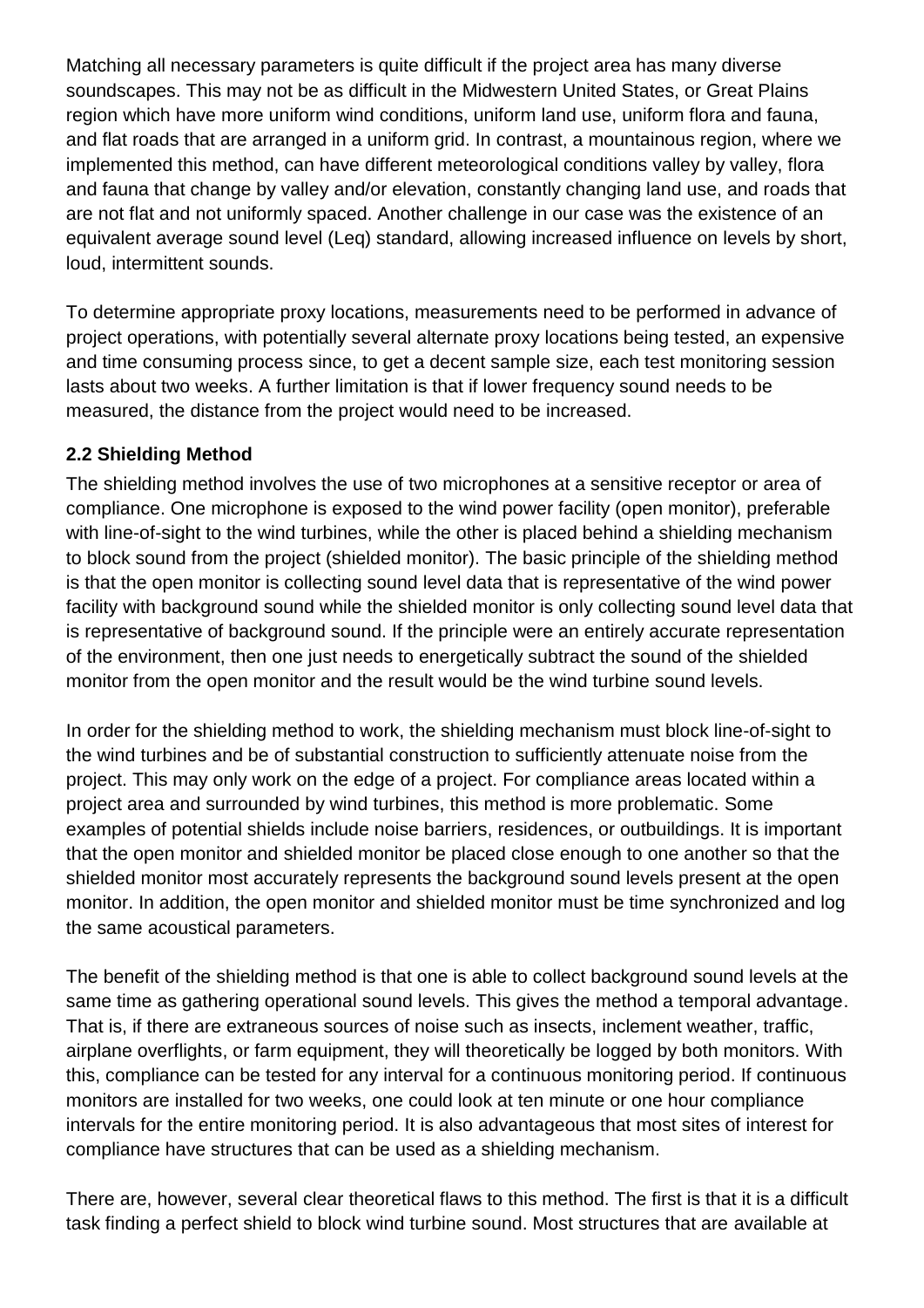Matching all necessary parameters is quite difficult if the project area has many diverse soundscapes. This may not be as difficult in the Midwestern United States, or Great Plains region which have more uniform wind conditions, uniform land use, uniform flora and fauna, and flat roads that are arranged in a uniform grid. In contrast, a mountainous region, where we implemented this method, can have different meteorological conditions valley by valley, flora and fauna that change by valley and/or elevation, constantly changing land use, and roads that are not flat and not uniformly spaced. Another challenge in our case was the existence of an equivalent average sound level (Leq) standard, allowing increased influence on levels by short, loud, intermittent sounds.

To determine appropriate proxy locations, measurements need to be performed in advance of project operations, with potentially several alternate proxy locations being tested, an expensive and time consuming process since, to get a decent sample size, each test monitoring session lasts about two weeks. A further limitation is that if lower frequency sound needs to be measured, the distance from the project would need to be increased.

### 2.2 Shielding Method

The shielding method involves the use of two microphones at a sensitive receptor or area of compliance. One microphone is exposed to the wind power facility (open monitor), preferable with line-of-sight to the wind turbines, while the other is placed behind a shielding mechanism to block sound from the project (shielded monitor). The basic principle of the shielding method is that the open monitor is collecting sound level data that is representative of the wind power facility with background sound while the shielded monitor is only collecting sound level data that is representative of background sound. If the principle were an entirely accurate representation of the environment, then one just needs to energetically subtract the sound of the shielded monitor from the open monitor and the result would be the wind turbine sound levels.

In order for the shielding method to work, the shielding mechanism must block line-of-sight to the wind turbines and be of substantial construction to sufficiently attenuate noise from the project. This may only work on the edge of a project. For compliance areas located within a project area and surrounded by wind turbines, this method is more problematic. Some examples of potential shields include noise barriers, residences, or outbuildings. It is important that the open monitor and shielded monitor be placed close enough to one another so that the shielded monitor most accurately represents the background sound levels present at the open monitor. In addition, the open monitor and shielded monitor must be time synchronized and log the same acoustical parameters.

The benefit of the shielding method is that one is able to collect background sound levels at the same time as gathering operational sound levels. This gives the method a temporal advantage. That is, if there are extraneous sources of noise such as insects, inclement weather, traffic, airplane overflights, or farm equipment, they will theoretically be logged by both monitors. With this, compliance can be tested for any interval for a continuous monitoring period. If continuous monitors are installed for two weeks, one could look at ten minute or one hour compliance intervals for the entire monitoring period. It is also advantageous that most sites of interest for compliance have structures that can be used as a shielding mechanism.

There are, however, several clear theoretical flaws to this method. The first is that it is a difficult task finding a perfect shield to block wind turbine sound. Most structures that are available at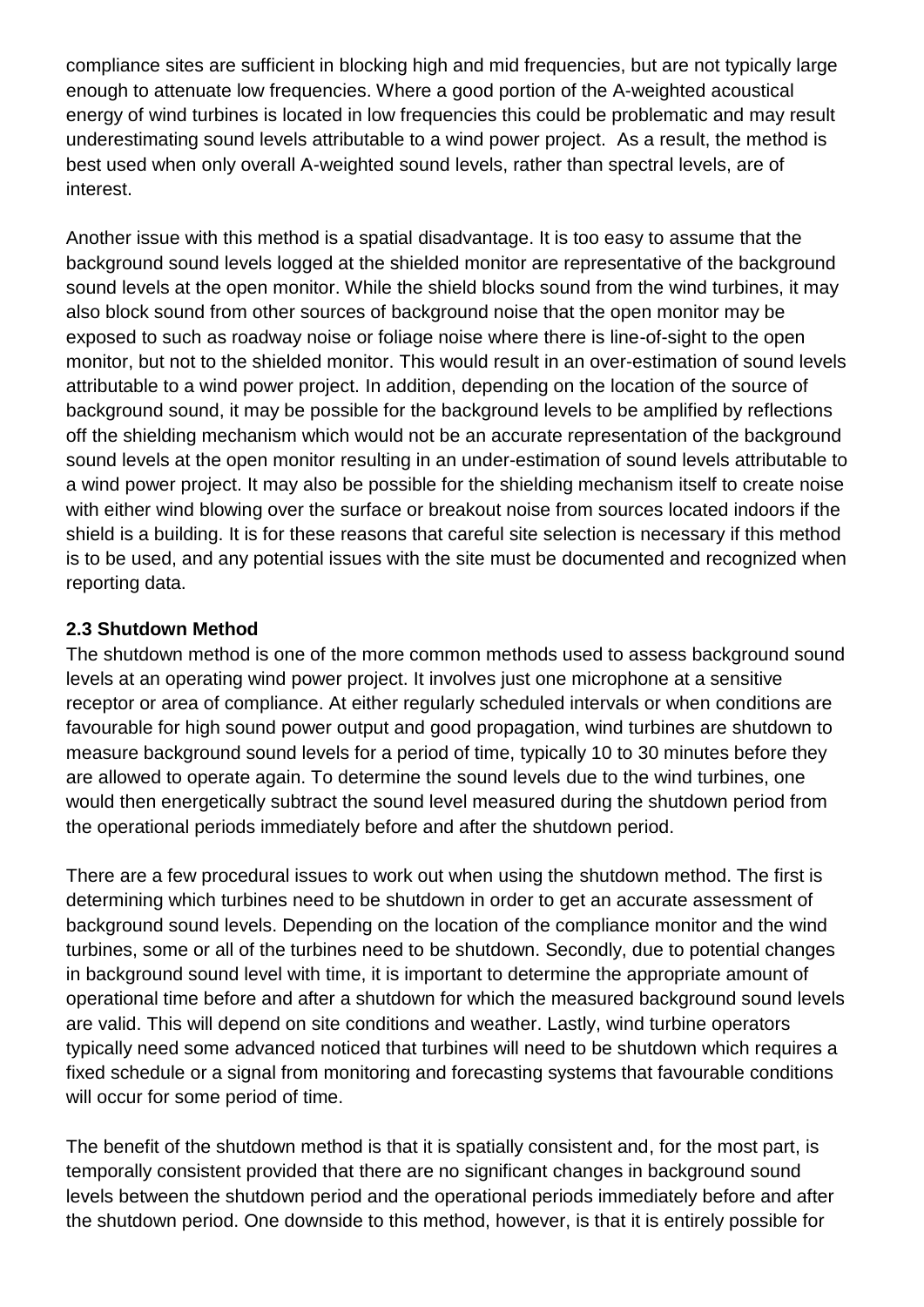compliance sites are sufficient in blocking high and mid frequencies, but are not typically large enough to attenuate low frequencies. Where a good portion of the A-weighted acoustical energy of wind turbines is located in low frequencies this could be problematic and may result underestimating sound levels attributable to a wind power project. As a result, the method is best used when only overall A-weighted sound levels, rather than spectral levels, are of interest.

Another issue with this method is a spatial disadvantage. It is too easy to assume that the background sound levels logged at the shielded monitor are representative of the background sound levels at the open monitor. While the shield blocks sound from the wind turbines, it may also block sound from other sources of background noise that the open monitor may be exposed to such as roadway noise or foliage noise where there is line-of-sight to the open monitor, but not to the shielded monitor. This would result in an over-estimation of sound levels attributable to a wind power project. In addition, depending on the location of the source of background sound, it may be possible for the background levels to be amplified by reflections off the shielding mechanism which would not be an accurate representation of the background sound levels at the open monitor resulting in an under-estimation of sound levels attributable to a wind power project. It may also be possible for the shielding mechanism itself to create noise with either wind blowing over the surface or breakout noise from sources located indoors if the shield is a building. It is for these reasons that careful site selection is necessary if this method is to be used, and any potential issues with the site must be documented and recognized when reporting data.

**2.3 Shutdown Method**

The shutdown method is one of the more common methods used to assess background sound levels at an operating wind power project. It involves just one microphone at a sensitive receptor or area of compliance. At either regularly scheduled intervals or when conditions are favourable for high sound power output and good propagation, wind turbines are shutdown to measure background sound levels for a period of time, typically 10 to 30 minutes before they are allowed to operate again. To determine the sound levels due to the wind turbines, one would then energetically subtract the sound level measured during the shutdown period from the operational periods immediately before and after the shutdown period.

There are a few procedural issues to work out when using the shutdown method. The first is determining which turbines need to be shutdown in order to get an accurate assessment of background sound levels. Depending on the location of the compliance monitor and the wind turbines, some or all of the turbines need to be shutdown. Secondly, due to potential changes in background sound level with time, it is important to determine the appropriate amount of operational time before and after a shutdown for which the measured background sound levels are valid. This will depend on site conditions and weather. Lastly, wind turbine operators typically need some advanced noticed that turbines will need to be shutdown which requires a fixed schedule or a signal from monitoring and forecasting systems that favourable conditions will occur for some period of time.

The benefit of the shutdown method is that it is spatially consistent and, for the most part, is temporally consistent provided that there are no significant changes in background sound levels between the shutdown period and the operational periods immediately before and after the shutdown period. One downside to this method, however, is that it is entirely possible for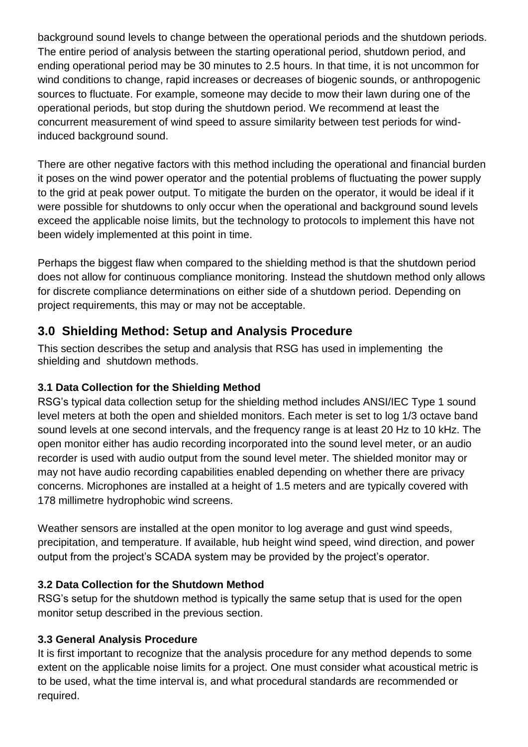background sound levels to change between the operational periods and the shutdown periods. The entire period of analysis between the starting operational period, shutdown period, and ending operational period may be 30 minutes to 2.5 hours. In that time, it is not uncommon for wind conditions to change, rapid increases or decreases of biogenic sounds, or anthropogenic sources to fluctuate. For example, someone may decide to mow their lawn during one of the operational periods, but stop during the shutdown period. We recommend at least the concurrent measurement of wind speed to assure similarity between test periods for wind-induced background sound.

There are other negative factors with this method including the operational and financial burden it poses on the wind power operator and the potential problems of fluctuating the power supply to the grid at peak power output. To mitigate the burden on the operator, it would be ideal if it were possible for shutdowns to only occur when the operational and background sound levels exceed the applicable noise limits, but the technology to protocols to implement this have not been widely implemented at this point in time.

Perhaps the biggest flaw when compared to the shielding method is that the shutdown period does not allow for continuous compliance monitoring. Instead the shutdown method only allows for discrete compliance determinations on either side of a shutdown period. Depending on project requirements, this may or may not be acceptable.

## 3.0 Shielding Method: Setup and Analysis Procedure

This section describes the setup and analysis that RSG has used in implementing the shielding and shutdown methods.

### 3.1 Data Collection for the Shielding Method

RSG's typical data collection setup for the shielding method includes ANSI/IEC Type 1 sound level meters at both the open and shielded monitors. Each meter is set to log 1/3 octave band sound levels at one second intervals, and the frequency range is at least 20 Hz to 10 kHz. The open monitor either has audio recording incorporated into the sound level meter, or an audio recorder is used with audio output from the sound level meter. The shielded monitor may or may not have audio recording capabilities enabled depending on whether there are privacy concerns. Microphones are installed at a height of 1.5 meters and are typically covered with 178 millimetre hydrophobic wind screens.

Weather sensors are installed at the open monitor to log average and gust wind speeds, precipitation, and temperature. If available, hub height wind speed, wind direction, and power output from the project's SCADA system may be provided by the project's operator.

### 3.2 Data Collection for the Shutdown Method

RSG's setup for the shutdown method is typically the same setup that is used for the open monitor setup described in the previous section.

### 3.3 General Analysis Procedure

It is first important to recognize that the analysis procedure for any method depends to some extent on the applicable noise limits for a project. One must consider what acoustical metric is to be used, what the time interval is, and what procedural standards are recommended or required.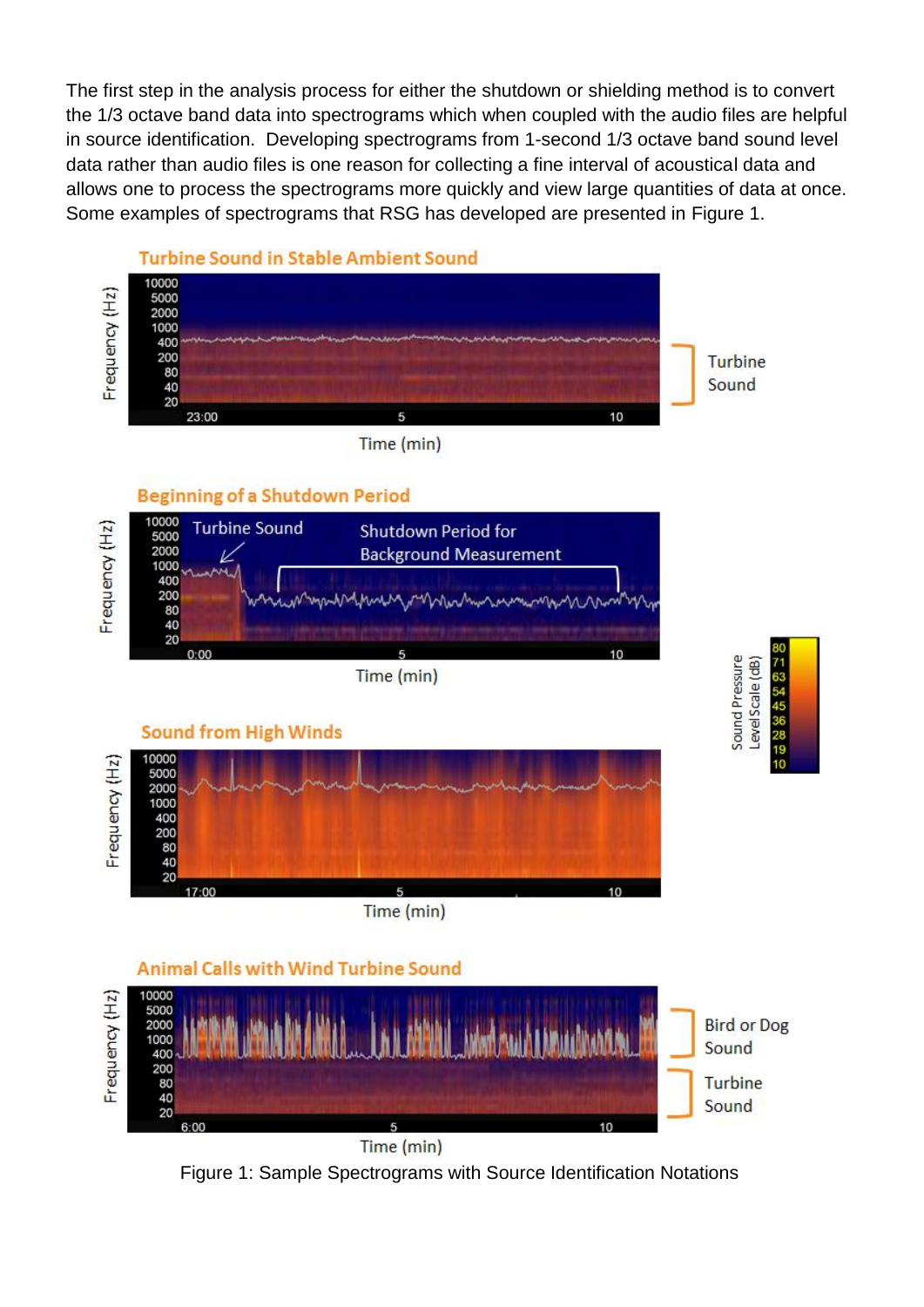The first step in the analysis process for either the shutdown or shielding method is to convert the 1/3 octave band data into spectrograms which when coupled with the audio files are helpful in source identification. Developing spectrograms from 1-second 1/3 octave band sound level data rather than audio files is one reason for collecting a fine interval of acoustical data and allows one to process the spectrograms more quickly and view large quantities of data at once. Some examples of spectrograms that RSG has developed are presented in Figure 1.

Turbine Sound in Stable Ambient Sound

Frequency (Hz)
10000
5000
2000
1000
400
200
80
40
20
23:00
5
10
Time (min)
Turbine Sound

Beginning of a Shutdown Period

Frequency (Hz)
10000
5000
2000
1000
400
200
80
40
20
0:00
5
10
Time (min)
Turbine Sound
Shutdown Period for Background Measurement

Sound Pressure Level Scale (dB)
80
71
63
54
45
36
28
19
10

Sound from High Winds

Frequency (Hz)
10000
5000
2000
1000
400
200
80
40
20
17:00
5
10
Time (min)

Animal Calls with Wind Turbine Sound

Frequency (Hz)
10000
5000
2000
1000
400
200
80
40
20
6:00
5
10
Time (min)
Bird or Dog Sound
Turbine Sound

Figure 1: Sample Spectrograms with Source Identification Notations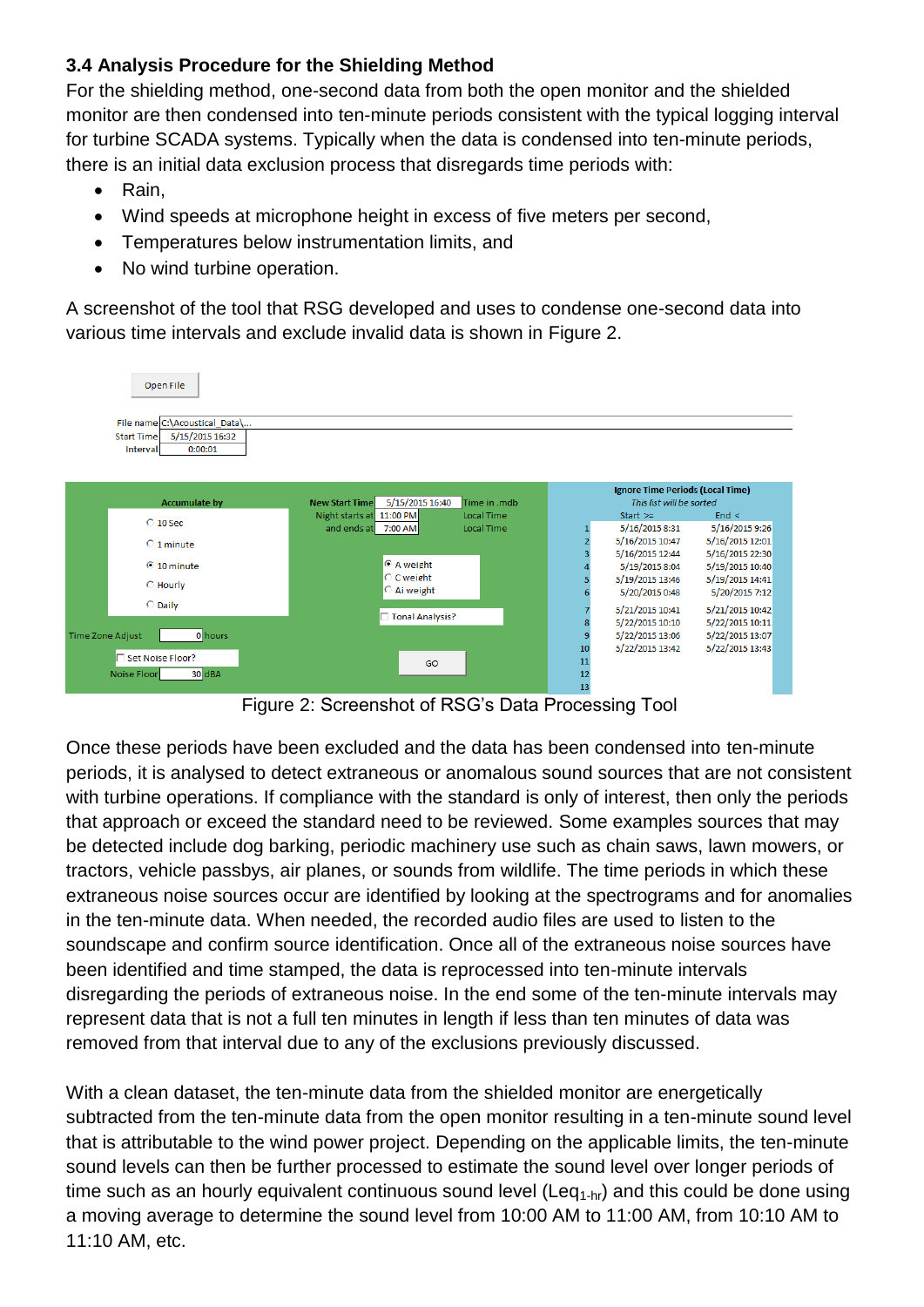### 3.4 Analysis Procedure for the Shielding Method

For the shielding method, one-second data from both the open monitor and the shielded monitor are then condensed into ten-minute periods consistent with the typical logging interval for turbine SCADA systems. Typically when the data is condensed into ten-minute periods, there is an initial data exclusion process that disregards time periods with:

- Rain,
- Wind speeds at microphone height in excess of five meters per second,
- Temperatures below instrumentation limits, and
- No wind turbine operation.

A screenshot of the tool that RSG developed and uses to condense one-second data into various time intervals and exclude invalid data is shown in Figure 2.

Figure 2: Screenshot of RSG's Data Processing Tool

Once these periods have been excluded and the data has been condensed into ten-minute periods, it is analysed to detect extraneous or anomalous sound sources that are not consistent with turbine operations. If compliance with the standard is only of interest, then only the periods that approach or exceed the standard need to be reviewed. Some examples sources that may be detected include dog barking, periodic machinery use such as chain saws, lawn mowers, or tractors, vehicle passbys, air planes, or sounds from wildlife. The time periods in which these extraneous noise sources occur are identified by looking at the spectrograms and for anomalies in the ten-minute data. When needed, the recorded audio files are used to listen to the soundscape and confirm source identification. Once all of the extraneous noise sources have been identified and time stamped, the data is reprocessed into ten-minute intervals disregarding the periods of extraneous noise. In the end some of the ten-minute intervals may represent data that is not a full ten minutes in length if less than ten minutes of data was removed from that interval due to any of the exclusions previously discussed.

With a clean dataset, the ten-minute data from the shielded monitor are energetically subtracted from the ten-minute data from the open monitor resulting in a ten-minute sound level that is attributable to the wind power project. Depending on the applicable limits, the ten-minute sound levels can then be further processed to estimate the sound level over longer periods of time such as an hourly equivalent continuous sound level ($Leq_{1\text{-}hr}$) and this could be done using a moving average to determine the sound level from 10:00 AM to 11:00 AM, from 10:10 AM to 11:10 AM, etc.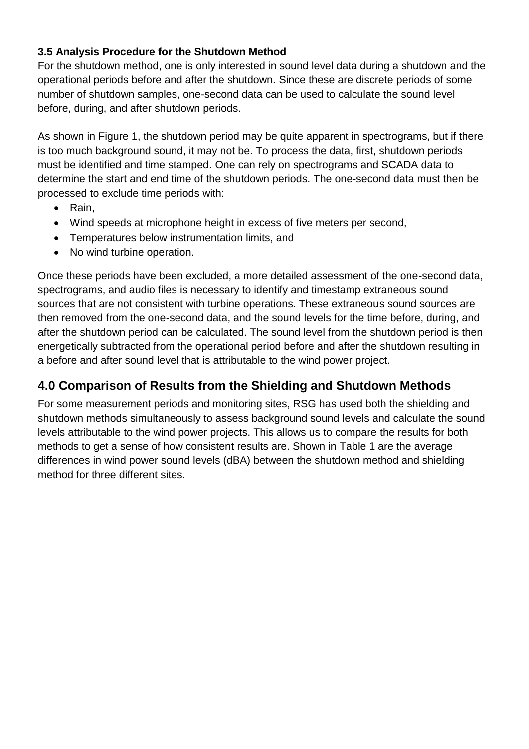### 3.5 Analysis Procedure for the Shutdown Method

For the shutdown method, one is only interested in sound level data during a shutdown and the operational periods before and after the shutdown. Since these are discrete periods of some number of shutdown samples, one-second data can be used to calculate the sound level before, during, and after shutdown periods.

As shown in Figure 1, the shutdown period may be quite apparent in spectrograms, but if there is too much background sound, it may not be. To process the data, first, shutdown periods must be identified and time stamped. One can rely on spectrograms and SCADA data to determine the start and end time of the shutdown periods. The one-second data must then be processed to exclude time periods with:

- Rain,
- Wind speeds at microphone height in excess of five meters per second,
- Temperatures below instrumentation limits, and
- No wind turbine operation.

Once these periods have been excluded, a more detailed assessment of the one-second data, spectrograms, and audio files is necessary to identify and timestamp extraneous sound sources that are not consistent with turbine operations. These extraneous sound sources are then removed from the one-second data, and the sound levels for the time before, during, and after the shutdown period can be calculated. The sound level from the shutdown period is then energetically subtracted from the operational period before and after the shutdown resulting in a before and after sound level that is attributable to the wind power project.

## 4.0 Comparison of Results from the Shielding and Shutdown Methods

For some measurement periods and monitoring sites, RSG has used both the shielding and shutdown methods simultaneously to assess background sound levels and calculate the sound levels attributable to the wind power projects. This allows us to compare the results for both methods to get a sense of how consistent results are. Shown in Table 1 are the average differences in wind power sound levels (dBA) between the shutdown method and shielding method for three different sites.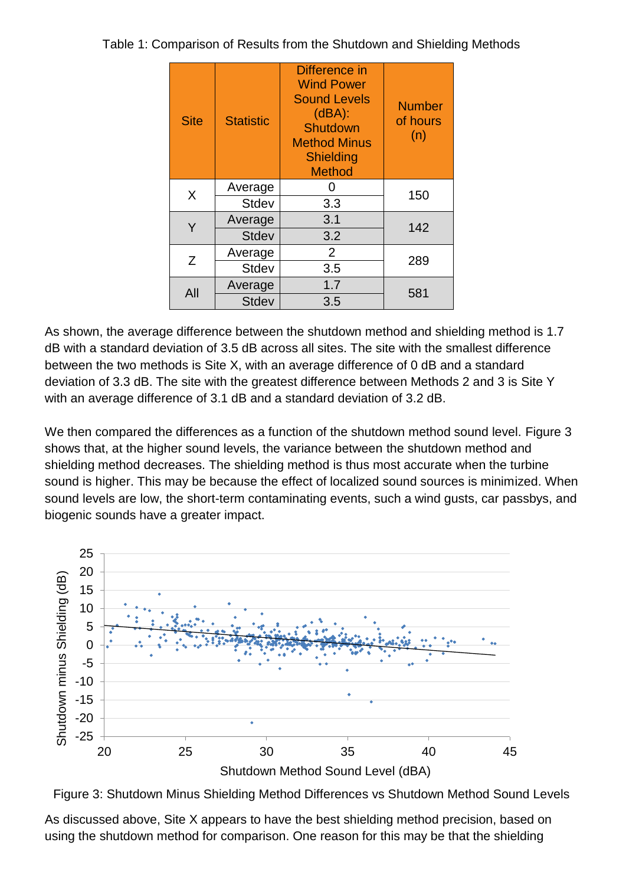Table 1: Comparison of Results from the Shutdown and Shielding Methods

| Site | Statistic | Difference in Wind Power Sound Levels (dBA): Shutdown Method Minus Shielding Method | Number of hours (n) |
|---|---|---|---|
| X | Average | 0 | 150 |
| | Stdev | 3.3 | |
| Y | Average | 3.1 | 142 |
| | Stdev | 3.2 | |
| Z | Average | 2 | 289 |
| | Stdev | 3.5 | |
| All | Average | 1.7 | 581 |
| | Stdev | 3.5 | |

As shown, the average difference between the shutdown method and shielding method is 1.7 dB with a standard deviation of 3.5 dB across all sites. The site with the smallest difference between the two methods is Site X, with an average difference of 0 dB and a standard deviation of 3.3 dB. The site with the greatest difference between Methods 2 and 3 is Site Y with an average difference of 3.1 dB and a standard deviation of 3.2 dB.

We then compared the differences as a function of the shutdown method sound level. Figure 3 shows that, at the higher sound levels, the variance between the shutdown method and shielding method decreases. The shielding method is thus most accurate when the turbine sound is higher. This may be because the effect of localized sound sources is minimized. When sound levels are low, the short-term contaminating events, such a wind gusts, car passbys, and biogenic sounds have a greater impact.

Shutdown minus Shielding (dB)
25
20
15
10
5
0
-5
-10
-15
-20
-25
20
25
30
35
40
45
Shutdown Method Sound Level (dBA)

Figure 3: Shutdown Minus Shielding Method Differences vs Shutdown Method Sound Levels

As discussed above, Site X appears to have the best shielding method precision, based on using the shutdown method for comparison. One reason for this may be that the shielding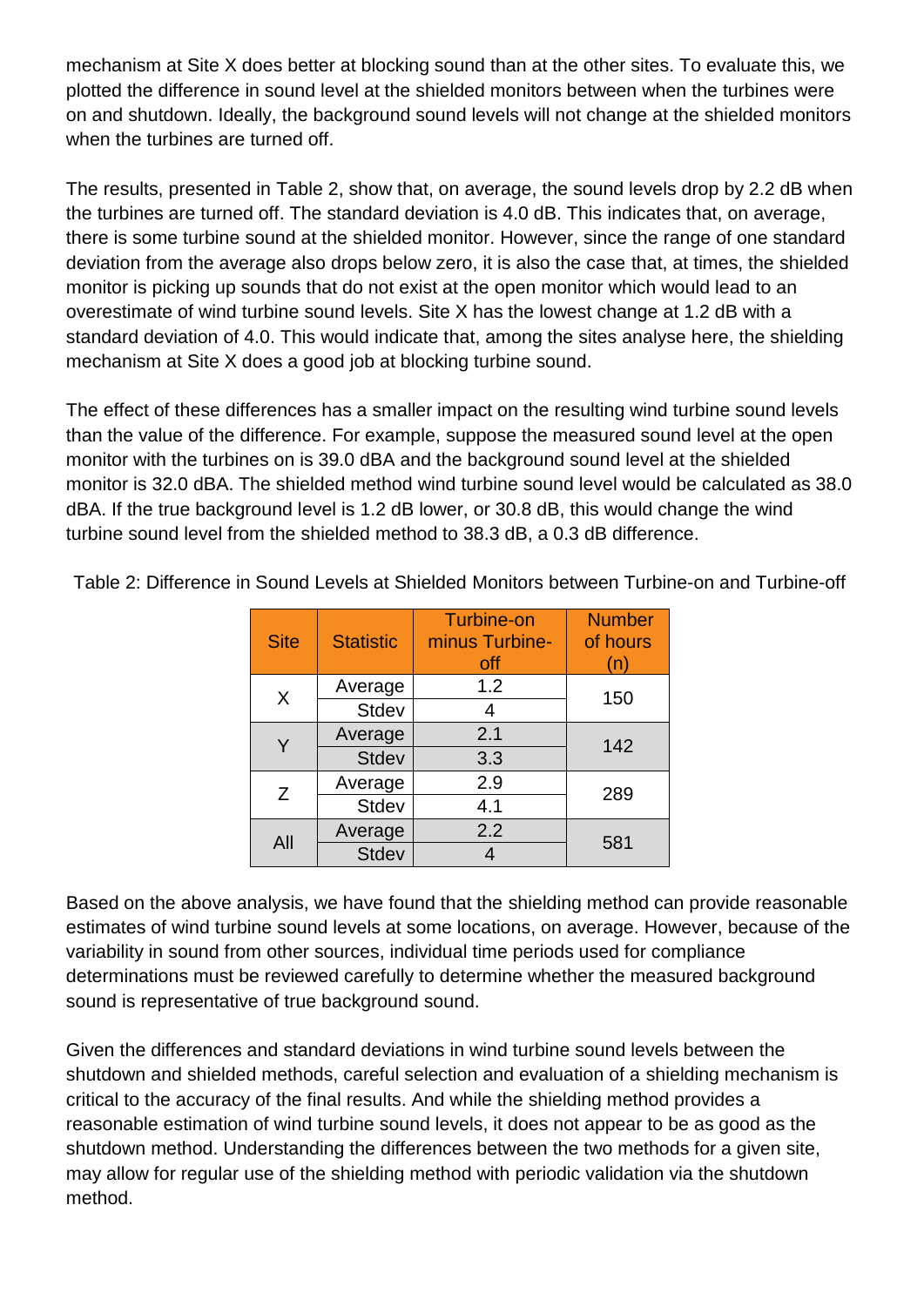mechanism at Site X does better at blocking sound than at the other sites. To evaluate this, we plotted the difference in sound level at the shielded monitors between when the turbines were on and shutdown. Ideally, the background sound levels will not change at the shielded monitors when the turbines are turned off.

The results, presented in Table 2, show that, on average, the sound levels drop by 2.2 dB when the turbines are turned off. The standard deviation is 4.0 dB. This indicates that, on average, there is some turbine sound at the shielded monitor. However, since the range of one standard deviation from the average also drops below zero, it is also the case that, at times, the shielded monitor is picking up sounds that do not exist at the open monitor which would lead to an overestimate of wind turbine sound levels. Site X has the lowest change at 1.2 dB with a standard deviation of 4.0. This would indicate that, among the sites analyse here, the shielding mechanism at Site X does a good job at blocking turbine sound.

The effect of these differences has a smaller impact on the resulting wind turbine sound levels than the value of the difference. For example, suppose the measured sound level at the open monitor with the turbines on is 39.0 dBA and the background sound level at the shielded monitor is 32.0 dBA. The shielded method wind turbine sound level would be calculated as 38.0 dBA. If the true background level is 1.2 dB lower, or 30.8 dB, this would change the wind turbine sound level from the shielded method to 38.3 dB, a 0.3 dB difference.

Table 2: Difference in Sound Levels at Shielded Monitors between Turbine-on and Turbine-off

| Site | Statistic | Turbine-on minus Turbine-off | Number of hours (n) |
|---|---|---|---|
| X | Average | 1.2 | 150 |
| | Stdev | 4 | |
| Y | Average | 2.1 | 142 |
| | Stdev | 3.3 | |
| Z | Average | 2.9 | 289 |
| | Stdev | 4.1 | |
| All | Average | 2.2 | 581 |
| | Stdev | 4 | |

Based on the above analysis, we have found that the shielding method can provide reasonable estimates of wind turbine sound levels at some locations, on average. However, because of the variability in sound from other sources, individual time periods used for compliance determinations must be reviewed carefully to determine whether the measured background sound is representative of true background sound.

Given the differences and standard deviations in wind turbine sound levels between the shutdown and shielded methods, careful selection and evaluation of a shielding mechanism is critical to the accuracy of the final results. And while the shielding method provides a reasonable estimation of wind turbine sound levels, it does not appear to be as good as the shutdown method. Understanding the differences between the two methods for a given site, may allow for regular use of the shielding method with periodic validation via the shutdown method.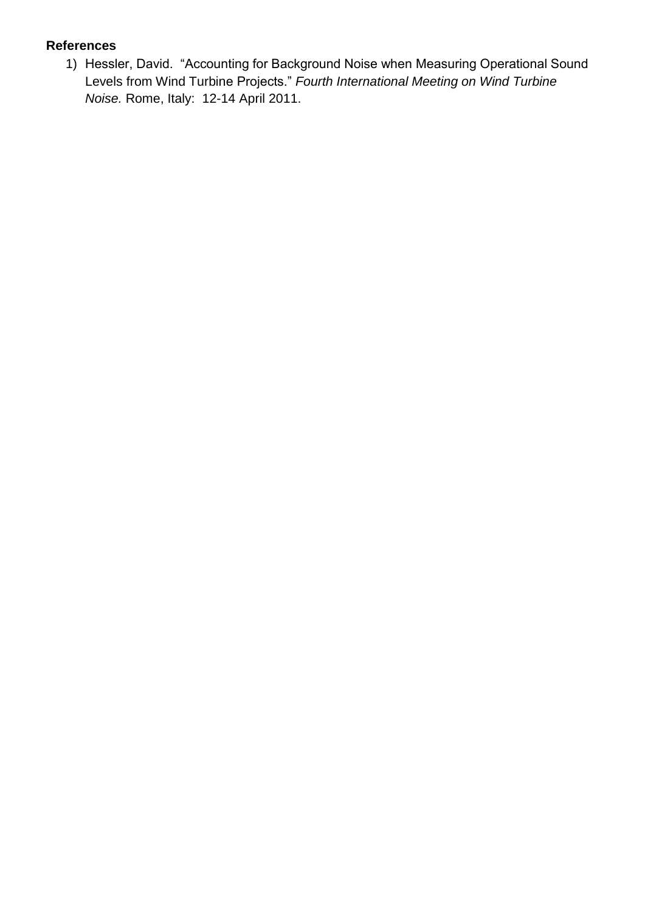**References**

1) Hessler, David. "Accounting for Background Noise when Measuring Operational Sound Levels from Wind Turbine Projects." *Fourth International Meeting on Wind Turbine Noise.* Rome, Italy: 12-14 April 2011.